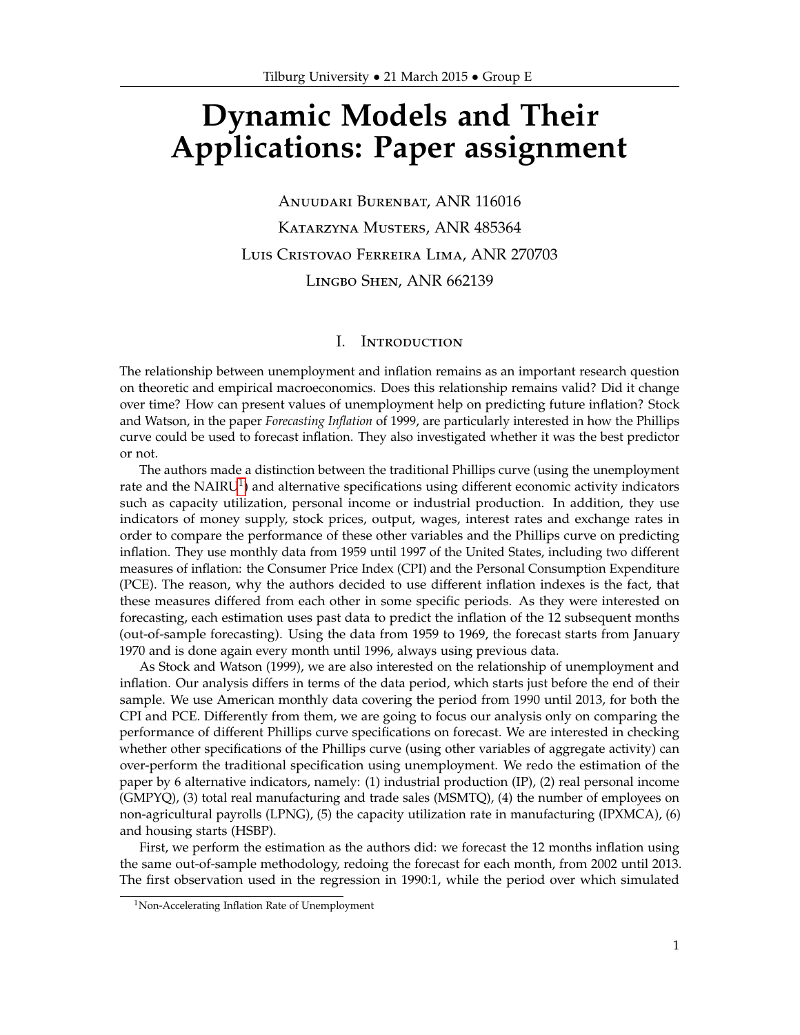# Dynamic Models and Their Applications: Paper assignment

Anuudari Burenbat, ANR 116016

Katarzyna Musters, ANR 485364

Luis Cristovao Ferreira Lima, ANR 270703

Lingbo Shen, ANR 662139

## I. Introduction

The relationship between unemployment and inflation remains as an important research question on theoretic and empirical macroeconomics. Does this relationship remains valid? Did it change over time? How can present values of unemployment help on predicting future inflation? Stock and Watson, in the paper *Forecasting Inflation* of 1999, are particularly interested in how the Phillips curve could be used to forecast inflation. They also investigated whether it was the best predictor or not.

The authors made a distinction between the traditional Phillips curve (using the unemployment rate and the NAIRU[1]) and alternative specifications using different economic activity indicators such as capacity utilization, personal income or industrial production. In addition, they use indicators of money supply, stock prices, output, wages, interest rates and exchange rates in order to compare the performance of these other variables and the Phillips curve on predicting inflation. They use monthly data from 1959 until 1997 of the United States, including two different measures of inflation: the Consumer Price Index (CPI) and the Personal Consumption Expenditure (PCE). The reason, why the authors decided to use different inflation indexes is the fact, that these measures differed from each other in some specific periods. As they were interested on forecasting, each estimation uses past data to predict the inflation of the 12 subsequent months (out-of-sample forecasting). Using the data from 1959 to 1969, the forecast starts from January 1970 and is done again every month until 1996, always using previous data.

As Stock and Watson (1999), we are also interested on the relationship of unemployment and inflation. Our analysis differs in terms of the data period, which starts just before the end of their sample. We use American monthly data covering the period from 1990 until 2013, for both the CPI and PCE. Differently from them, we are going to focus our analysis only on comparing the performance of different Phillips curve specifications on forecast. We are interested in checking whether other specifications of the Phillips curve (using other variables of aggregate activity) can over-perform the traditional specification using unemployment. We redo the estimation of the paper by 6 alternative indicators, namely: (1) industrial production (IP), (2) real personal income (GMPYQ), (3) total real manufacturing and trade sales (MSMTQ), (4) the number of employees on non-agricultural payrolls (LPNG), (5) the capacity utilization rate in manufacturing (IPXMCA), (6) and housing starts (HSBP).

First, we perform the estimation as the authors did: we forecast the 12 months inflation using the same out-of-sample methodology, redoing the forecast for each month, from 2002 until 2013. The first observation used in the regression in 1990:1, while the period over which simulated

[1] Non-Accelerating Inflation Rate of Unemployment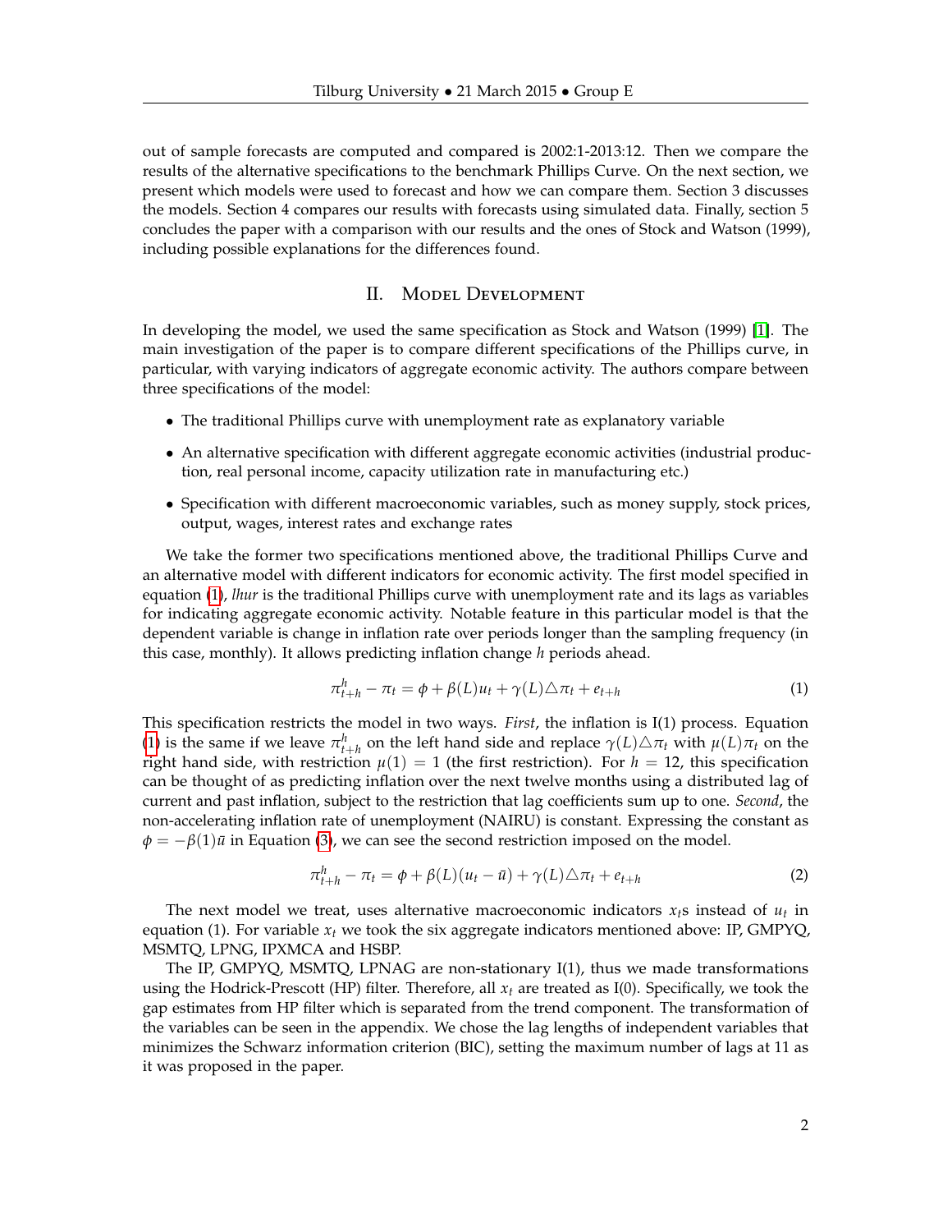out of sample forecasts are computed and compared is 2002:1-2013:12. Then we compare the results of the alternative specifications to the benchmark Phillips Curve. On the next section, we present which models were used to forecast and how we can compare them. Section 3 discusses the models. Section 4 compares our results with forecasts using simulated data. Finally, section 5 concludes the paper with a comparison with our results and the ones of Stock and Watson (1999), including possible explanations for the differences found.

## II. Model Development

In developing the model, we used the same specification as Stock and Watson (1999) [1]. The main investigation of the paper is to compare different specifications of the Phillips curve, in particular, with varying indicators of aggregate economic activity. The authors compare between three specifications of the model:

- The traditional Phillips curve with unemployment rate as explanatory variable
- An alternative specification with different aggregate economic activities (industrial production, real personal income, capacity utilization rate in manufacturing etc.)
- Specification with different macroeconomic variables, such as money supply, stock prices, output, wages, interest rates and exchange rates

We take the former two specifications mentioned above, the traditional Phillips Curve and an alternative model with different indicators for economic activity. The first model specified in equation (1), *lhur* is the traditional Phillips curve with unemployment rate and its lags as variables for indicating aggregate economic activity. Notable feature in this particular model is that the dependent variable is change in inflation rate over periods longer than the sampling frequency (in this case, monthly). It allows predicting inflation change $h$ periods ahead.

$$\pi^h_{t+h} - \pi_t = \phi + \beta(L)u_t + \gamma(L)\triangle\pi_t + e_{t+h} \tag{1}$$

This specification restricts the model in two ways. *First*, the inflation is I(1) process. Equation (1) is the same if we leave $\pi^h_{t+h}$ on the left hand side and replace $\gamma(L)\triangle\pi_t$ with $\mu(L)\pi_t$ on the right hand side, with restriction $\mu(1) = 1$ (the first restriction). For $h = 12$, this specification can be thought of as predicting inflation over the next twelve months using a distributed lag of current and past inflation, subject to the restriction that lag coefficients sum up to one. *Second*, the non-accelerating inflation rate of unemployment (NAIRU) is constant. Expressing the constant as $\phi = -\beta(1)\bar{u}$ in Equation (3), we can see the second restriction imposed on the model.

$$\pi^h_{t+h} - \pi_t = \phi + \beta(L)(u_t - \bar{u}) + \gamma(L)\triangle\pi_t + e_{t+h} \tag{2}$$

The next model we treat, uses alternative macroeconomic indicators $x_t$s instead of $u_t$ in equation (1). For variable $x_t$ we took the six aggregate indicators mentioned above: IP, GMPYQ, MSMTQ, LPNG, IPXMCA and HSBP.

The IP, GMPYQ, MSMTQ, LPNAG are non-stationary I(1), thus we made transformations using the Hodrick-Prescott (HP) filter. Therefore, all $x_t$ are treated as I(0). Specifically, we took the gap estimates from HP filter which is separated from the trend component. The transformation of the variables can be seen in the appendix. We chose the lag lengths of independent variables that minimizes the Schwarz information criterion (BIC), setting the maximum number of lags at 11 as it was proposed in the paper.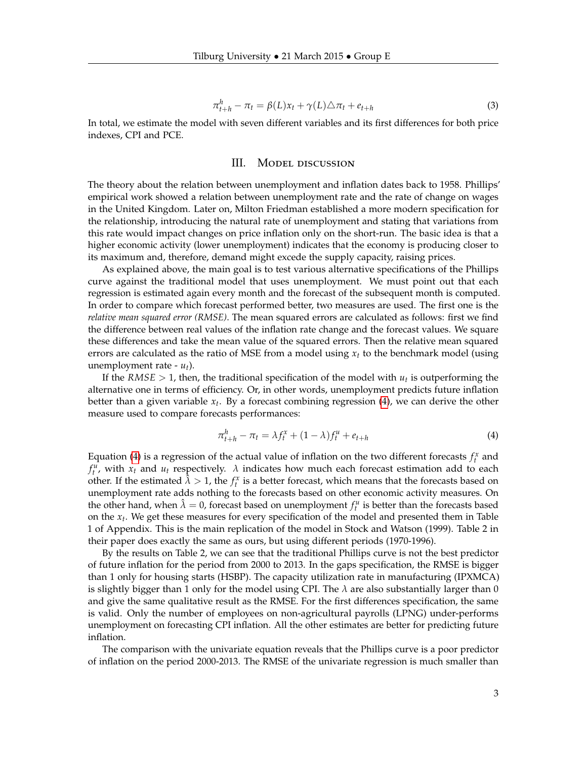$$\pi^h_{t+h} - \pi_t = \beta(L)x_t + \gamma(L)\triangle\pi_t + e_{t+h} \tag{3}$$

In total, we estimate the model with seven different variables and its first differences for both price indexes, CPI and PCE.

## III. Model discussion

The theory about the relation between unemployment and inflation dates back to 1958. Phillips' empirical work showed a relation between unemployment rate and the rate of change on wages in the United Kingdom. Later on, Milton Friedman established a more modern specification for the relationship, introducing the natural rate of unemployment and stating that variations from this rate would impact changes on price inflation only on the short-run. The basic idea is that a higher economic activity (lower unemployment) indicates that the economy is producing closer to its maximum and, therefore, demand might excede the supply capacity, raising prices.

As explained above, the main goal is to test various alternative specifications of the Phillips curve against the traditional model that uses unemployment. We must point out that each regression is estimated again every month and the forecast of the subsequent month is computed. In order to compare which forecast performed better, two measures are used. The first one is the *relative mean squared error (RMSE)*. The mean squared errors are calculated as follows: first we find the difference between real values of the inflation rate change and the forecast values. We square these differences and take the mean value of the squared errors. Then the relative mean squared errors are calculated as the ratio of MSE from a model using $x_t$ to the benchmark model (using unemployment rate - $u_t$).

If the $RMSE > 1$, then, the traditional specification of the model with $u_t$ is outperforming the alternative one in terms of efficiency. Or, in other words, unemployment predicts future inflation better than a given variable $x_t$. By a forecast combining regression (4), we can derive the other measure used to compare forecasts performances:

$$\pi^h_{t+h} - \pi_t = \lambda f^x_t + (1-\lambda) f^u_t + e_{t+h} \tag{4}$$

Equation (4) is a regression of the actual value of inflation on the two different forecasts $f^x_t$ and $f^u_t$, with $x_t$ and $u_t$ respectively. $\lambda$ indicates how much each forecast estimation add to each other. If the estimated $\hat{\lambda} > 1$, the $f^x_t$ is a better forecast, which means that the forecasts based on unemployment rate adds nothing to the forecasts based on other economic activity measures. On the other hand, when $\hat{\lambda} = 0$, forecast based on unemployment $f^u_t$ is better than the forecasts based on the $x_t$. We get these measures for every specification of the model and presented them in Table 1 of Appendix. This is the main replication of the model in Stock and Watson (1999). Table 2 in their paper does exactly the same as ours, but using different periods (1970-1996).

By the results on Table 2, we can see that the traditional Phillips curve is not the best predictor of future inflation for the period from 2000 to 2013. In the gaps specification, the RMSE is bigger than 1 only for housing starts (HSBP). The capacity utilization rate in manufacturing (IPXMCA) is slightly bigger than 1 only for the model using CPI. The $\lambda$ are also substantially larger than 0 and give the same qualitative result as the RMSE. For the first differences specification, the same is valid. Only the number of employees on non-agricultural payrolls (LPNG) under-performs unemployment on forecasting CPI inflation. All the other estimates are better for predicting future inflation.

The comparison with the univariate equation reveals that the Phillips curve is a poor predictor of inflation on the period 2000-2013. The RMSE of the univariate regression is much smaller than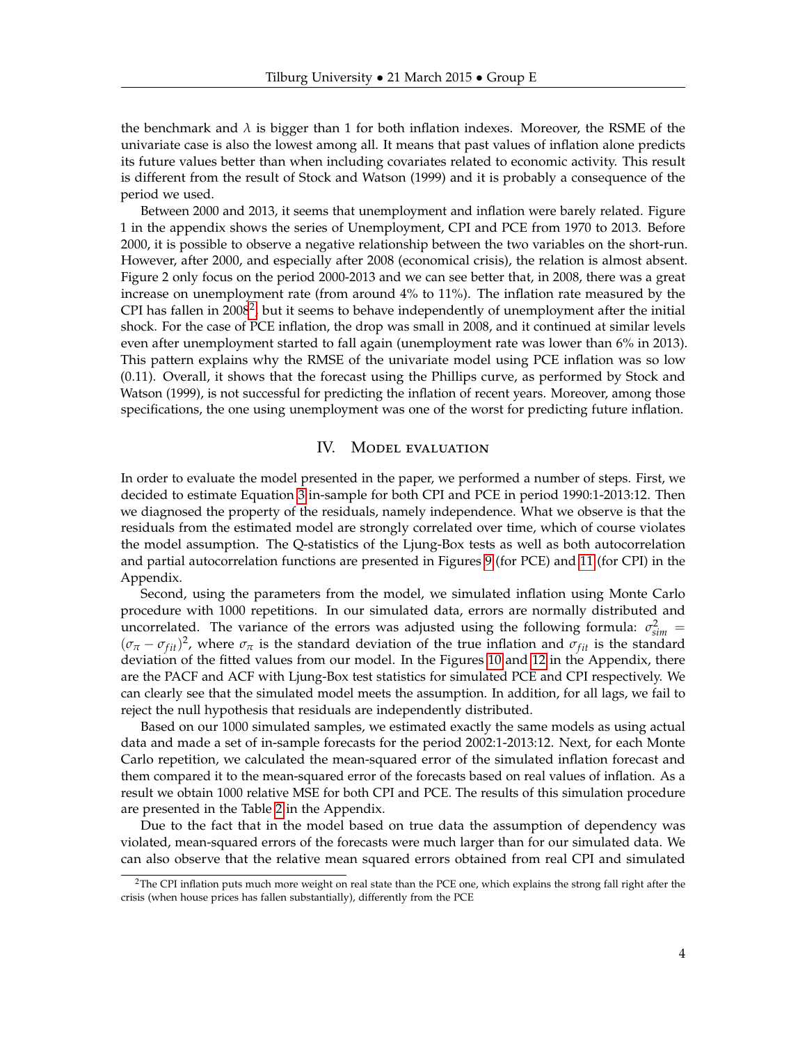the benchmark and $\lambda$ is bigger than 1 for both inflation indexes. Moreover, the RSME of the univariate case is also the lowest among all. It means that past values of inflation alone predicts its future values better than when including covariates related to economic activity. This result is different from the result of Stock and Watson (1999) and it is probably a consequence of the period we used.

Between 2000 and 2013, it seems that unemployment and inflation were barely related. Figure 1 in the appendix shows the series of Unemployment, CPI and PCE from 1970 to 2013. Before 2000, it is possible to observe a negative relationship between the two variables on the short-run. However, after 2000, and especially after 2008 (economical crisis), the relation is almost absent. Figure 2 only focus on the period 2000-2013 and we can see better that, in 2008, there was a great increase on unemployment rate (from around 4% to 11%). The inflation rate measured by the CPI has fallen in 2008[2], but it seems to behave independently of unemployment after the initial shock. For the case of PCE inflation, the drop was small in 2008, and it continued at similar levels even after unemployment started to fall again (unemployment rate was lower than 6% in 2013). This pattern explains why the RMSE of the univariate model using PCE inflation was so low (0.11). Overall, it shows that the forecast using the Phillips curve, as performed by Stock and Watson (1999), is not successful for predicting the inflation of recent years. Moreover, among those specifications, the one using unemployment was one of the worst for predicting future inflation.

## IV. Model evaluation

In order to evaluate the model presented in the paper, we performed a number of steps. First, we decided to estimate Equation 3 in-sample for both CPI and PCE in period 1990:1-2013:12. Then we diagnosed the property of the residuals, namely independence. What we observe is that the residuals from the estimated model are strongly correlated over time, which of course violates the model assumption. The Q-statistics of the Ljung-Box tests as well as both autocorrelation and partial autocorrelation functions are presented in Figures 9 (for PCE) and 11 (for CPI) in the Appendix.

Second, using the parameters from the model, we simulated inflation using Monte Carlo procedure with 1000 repetitions. In our simulated data, errors are normally distributed and uncorrelated. The variance of the errors was adjusted using the following formula: $\sigma^2_{sim} = (\sigma_\pi - \sigma_{fit})^2$, where $\sigma_\pi$ is the standard deviation of the true inflation and $\sigma_{fit}$ is the standard deviation of the fitted values from our model. In the Figures 10 and 12 in the Appendix, there are the PACF and ACF with Ljung-Box test statistics for simulated PCE and CPI respectively. We can clearly see that the simulated model meets the assumption. In addition, for all lags, we fail to reject the null hypothesis that residuals are independently distributed.

Based on our 1000 simulated samples, we estimated exactly the same models as using actual data and made a set of in-sample forecasts for the period 2002:1-2013:12. Next, for each Monte Carlo repetition, we calculated the mean-squared error of the simulated inflation forecast and them compared it to the mean-squared error of the forecasts based on real values of inflation. As a result we obtain 1000 relative MSE for both CPI and PCE. The results of this simulation procedure are presented in the Table 2 in the Appendix.

Due to the fact that in the model based on true data the assumption of dependency was violated, mean-squared errors of the forecasts were much larger than for our simulated data. We can also observe that the relative mean squared errors obtained from real CPI and simulated

[2] The CPI inflation puts much more weight on real state than the PCE one, which explains the strong fall right after the crisis (when house prices has fallen substantially), differently from the PCE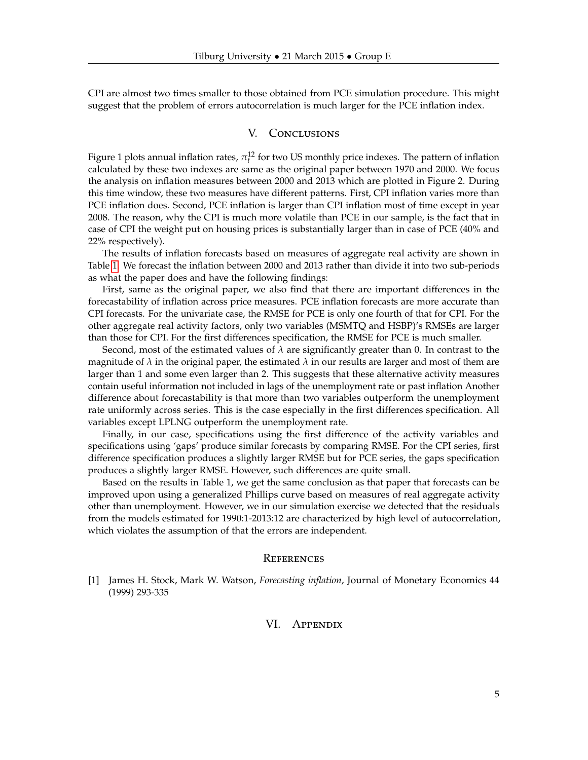CPI are almost two times smaller to those obtained from PCE simulation procedure. This might suggest that the problem of errors autocorrelation is much larger for the PCE inflation index.

## V. Conclusions

Figure 1 plots annual inflation rates, $\pi_t^{12}$ for two US monthly price indexes. The pattern of inflation calculated by these two indexes are same as the original paper between 1970 and 2000. We focus the analysis on inflation measures between 2000 and 2013 which are plotted in Figure 2. During this time window, these two measures have different patterns. First, CPI inflation varies more than PCE inflation does. Second, PCE inflation is larger than CPI inflation most of time except in year 2008. The reason, why the CPI is much more volatile than PCE in our sample, is the fact that in case of CPI the weight put on housing prices is substantially larger than in case of PCE (40% and 22% respectively).

The results of inflation forecasts based on measures of aggregate real activity are shown in Table 1. We forecast the inflation between 2000 and 2013 rather than divide it into two sub-periods as what the paper does and have the following findings:

First, same as the original paper, we also find that there are important differences in the forecastability of inflation across price measures. PCE inflation forecasts are more accurate than CPI forecasts. For the univariate case, the RMSE for PCE is only one fourth of that for CPI. For the other aggregate real activity factors, only two variables (MSMTQ and HSBP)'s RMSEs are larger than those for CPI. For the first differences specification, the RMSE for PCE is much smaller.

Second, most of the estimated values of $\lambda$ are significantly greater than 0. In contrast to the magnitude of $\lambda$ in the original paper, the estimated $\lambda$ in our results are larger and most of them are larger than 1 and some even larger than 2. This suggests that these alternative activity measures contain useful information not included in lags of the unemployment rate or past inflation Another difference about forecastability is that more than two variables outperform the unemployment rate uniformly across series. This is the case especially in the first differences specification. All variables except LPLNG outperform the unemployment rate.

Finally, in our case, specifications using the first difference of the activity variables and specifications using 'gaps' produce similar forecasts by comparing RMSE. For the CPI series, first difference specification produces a slightly larger RMSE but for PCE series, the gaps specification produces a slightly larger RMSE. However, such differences are quite small.

Based on the results in Table 1, we get the same conclusion as that paper that forecasts can be improved upon using a generalized Phillips curve based on measures of real aggregate activity other than unemployment. However, we in our simulation exercise we detected that the residuals from the models estimated for 1990:1-2013:12 are characterized by high level of autocorrelation, which violates the assumption of that the errors are independent.

## References

[1] James H. Stock, Mark W. Watson, *Forecasting inflation*, Journal of Monetary Economics 44 (1999) 293-335

## VI. Appendix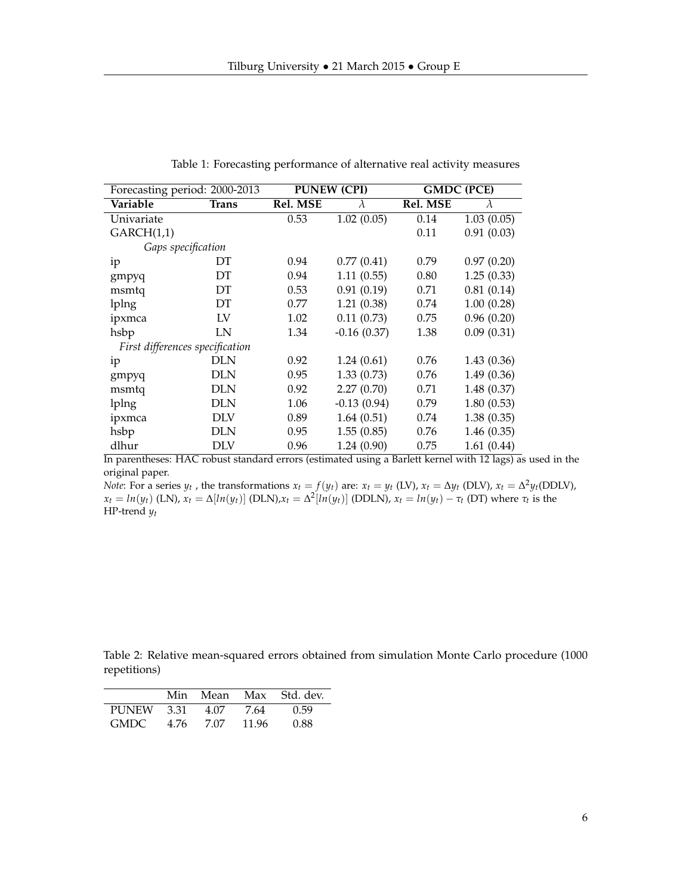Table 1: Forecasting performance of alternative real activity measures

| Forecasting period: 2000-2013 | | PUNEW (CPI) | | GMDC (PCE) | |
|---|---|---|---|---|---|
| **Variable** | **Trans** | **Rel. MSE** | $\lambda$ | **Rel. MSE** | $\lambda$ |
| Univariate | | 0.53 | 1.02 (0.05) | 0.14 | 1.03 (0.05) |
| GARCH(1,1) | | | | 0.11 | 0.91 (0.03) |
| *Gaps specification* | | | | | |
| ip | DT | 0.94 | 0.77 (0.41) | 0.79 | 0.97 (0.20) |
| gmpyq | DT | 0.94 | 1.11 (0.55) | 0.80 | 1.25 (0.33) |
| msmtq | DT | 0.53 | 0.91 (0.19) | 0.71 | 0.81 (0.14) |
| lplng | DT | 0.77 | 1.21 (0.38) | 0.74 | 1.00 (0.28) |
| ipxmca | LV | 1.02 | 0.11 (0.73) | 0.75 | 0.96 (0.20) |
| hsbp | LN | 1.34 | -0.16 (0.37) | 1.38 | 0.09 (0.31) |
| *First differences specification* | | | | | |
| ip | DLN | 0.92 | 1.24 (0.61) | 0.76 | 1.43 (0.36) |
| gmpyq | DLN | 0.95 | 1.33 (0.73) | 0.76 | 1.49 (0.36) |
| msmtq | DLN | 0.92 | 2.27 (0.70) | 0.71 | 1.48 (0.37) |
| lplng | DLN | 1.06 | -0.13 (0.94) | 0.79 | 1.80 (0.53) |
| ipxmca | DLV | 0.89 | 1.64 (0.51) | 0.74 | 1.38 (0.35) |
| hsbp | DLN | 0.95 | 1.55 (0.85) | 0.76 | 1.46 (0.35) |
| dlhur | DLV | 0.96 | 1.24 (0.90) | 0.75 | 1.61 (0.44) |

In parentheses: HAC robust standard errors (estimated using a Barlett kernel with 12 lags) as used in the original paper.

*Note*: For a series $y_t$ , the transformations $x_t = f(y_t)$ are: $x_t = y_t$ (LV), $x_t = \Delta y_t$ (DLV), $x_t = \Delta^2 y_t$(DDLV), $x_t = ln(y_t)$ (LN), $x_t = \Delta[ln(y_t)]$ (DLN),$x_t = \Delta^2[ln(y_t)]$ (DDLN), $x_t = ln(y_t) - \tau_t$ (DT) where $\tau_t$ is the HP-trend $y_t$

Table 2: Relative mean-squared errors obtained from simulation Monte Carlo procedure (1000 repetitions)

| | Min | Mean | Max | Std. dev. |
|---|---|---|---|---|
| PUNEW | 3.31 | 4.07 | 7.64 | 0.59 |
| GMDC | 4.76 | 7.07 | 11.96 | 0.88 |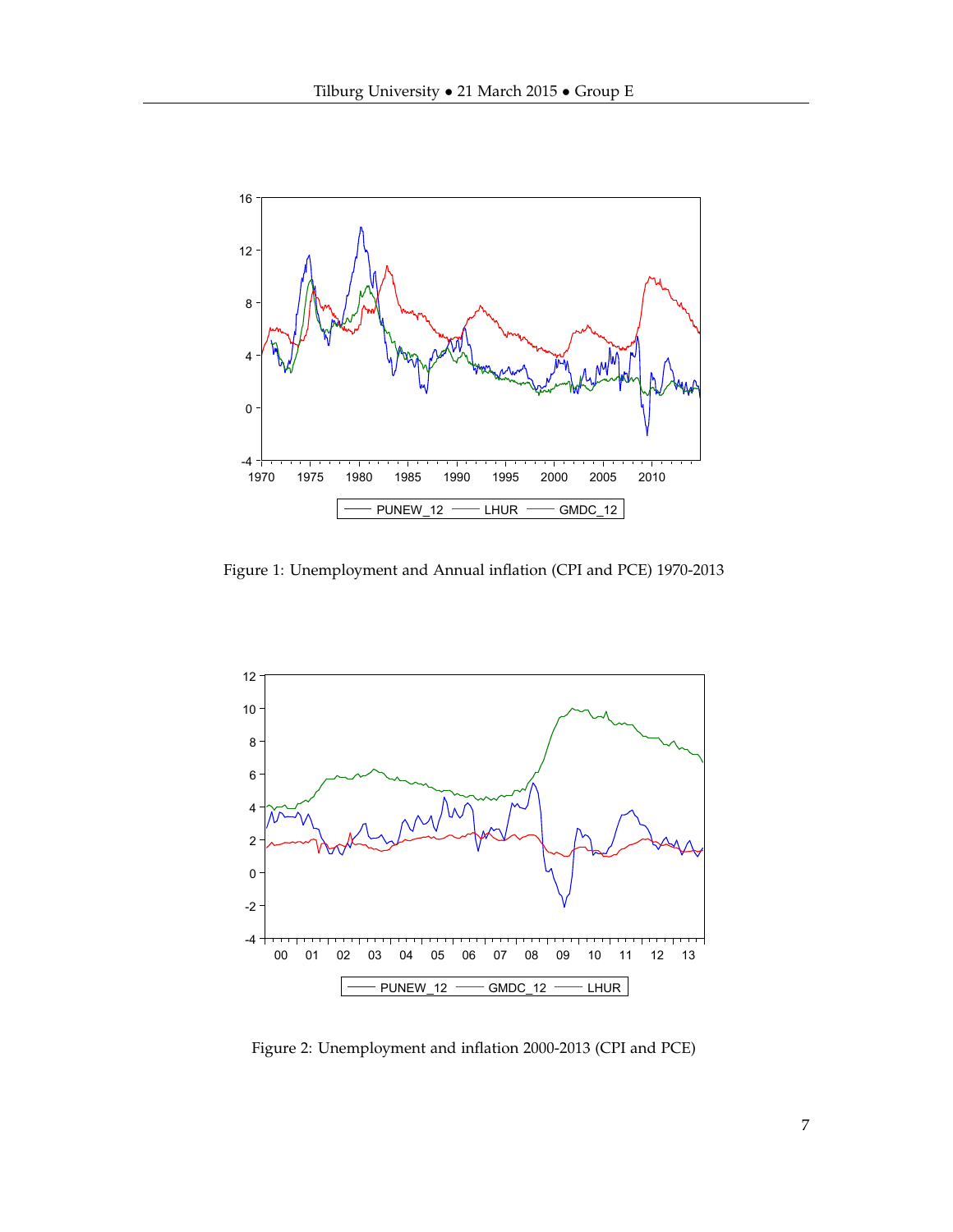Figure 1: Unemployment and Annual inflation (CPI and PCE) 1970-2013

Figure 2: Unemployment and inflation 2000-2013 (CPI and PCE)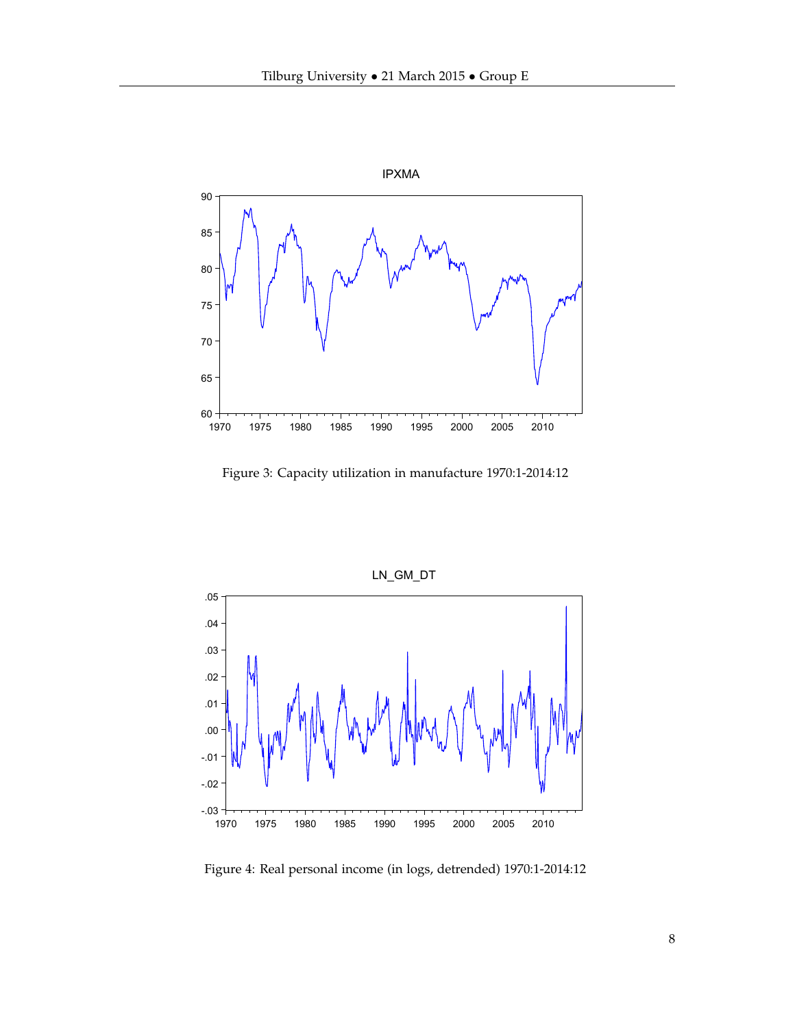Figure 3: Capacity utilization in manufacture 1970:1-2014:12

Figure 4: Real personal income (in logs, detrended) 1970:1-2014:12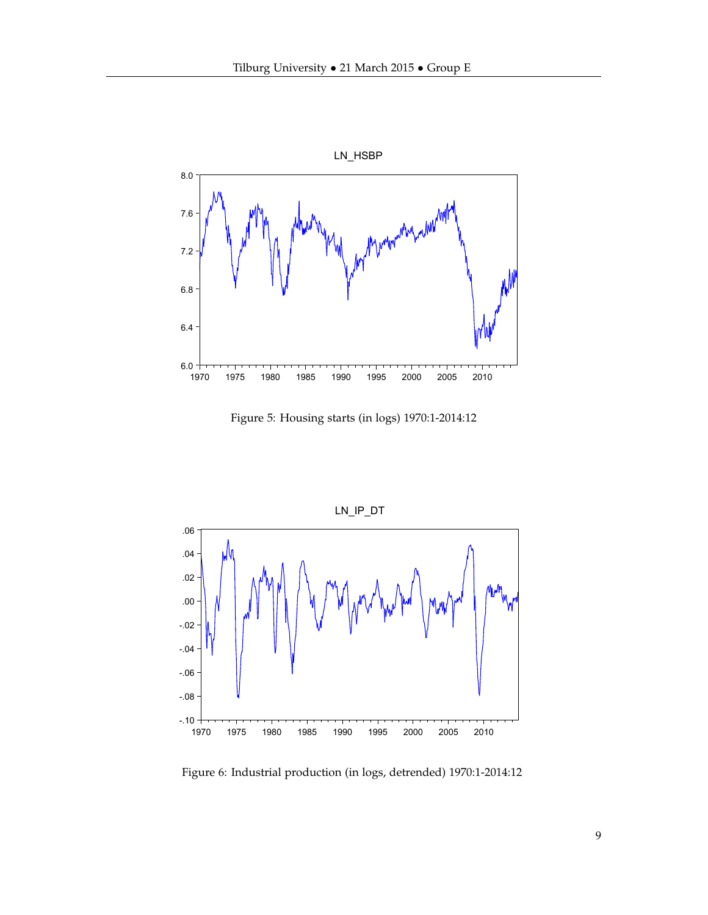Figure 5: Housing starts (in logs) 1970:1-2014:12

Figure 6: Industrial production (in logs, detrended) 1970:1-2014:12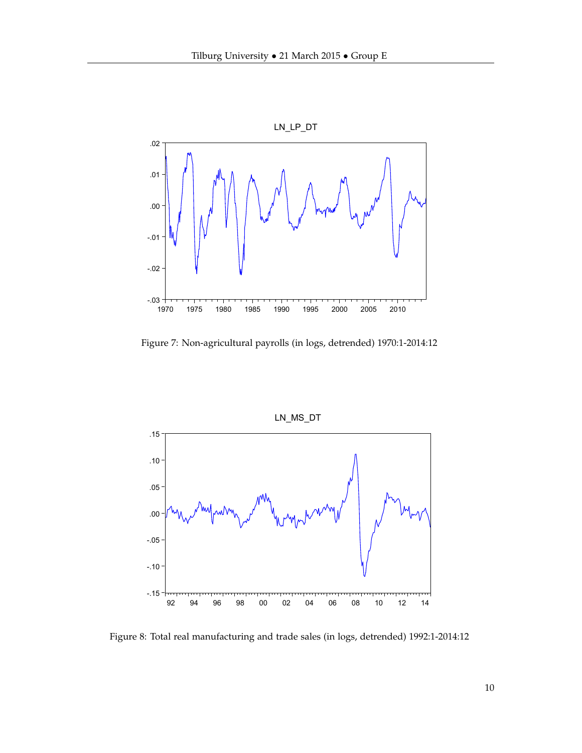Figure 7: Non-agricultural payrolls (in logs, detrended) 1970:1-2014:12

Figure 8: Total real manufacturing and trade sales (in logs, detrended) 1992:1-2014:12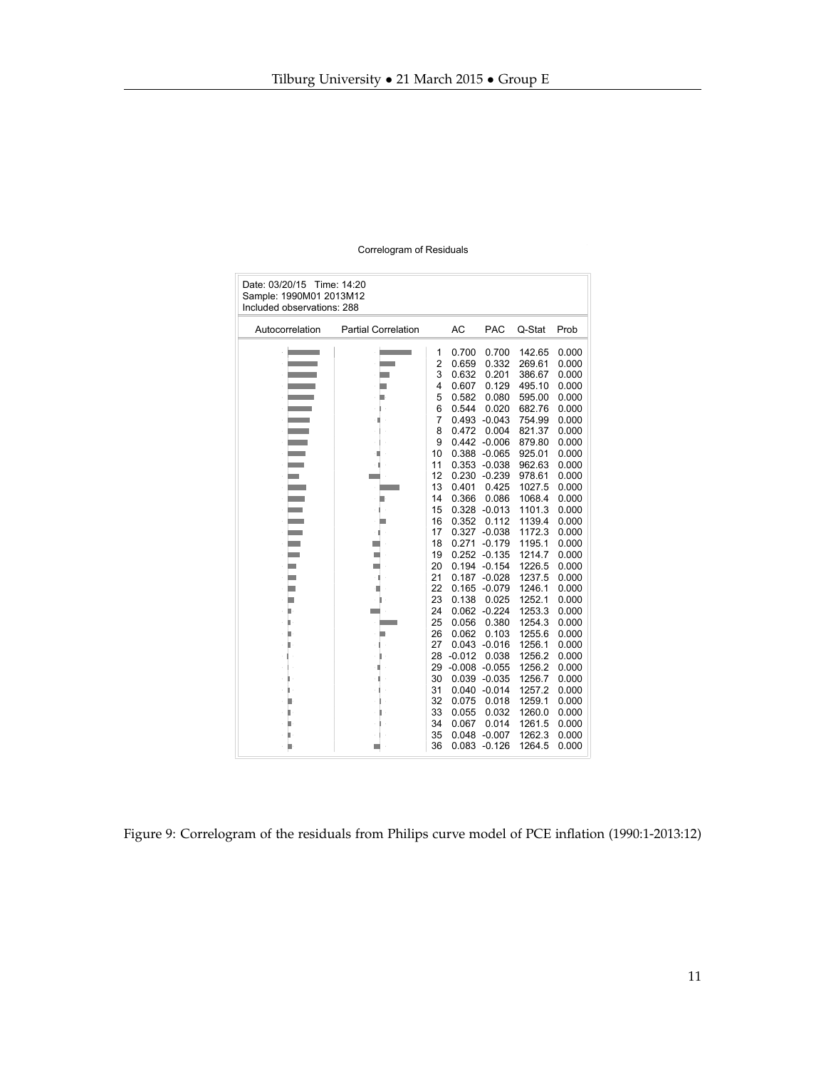Correlogram of Residuals

Date: 03/20/15 Time: 14:20
Sample: 1990M01 2013M12
Included observations: 288

| | AC | PAC | Q-Stat | Prob |
|---|---|---|---|---|
| 1 | 0.700 | 0.700 | 142.65 | 0.000 |
| 2 | 0.659 | 0.332 | 269.61 | 0.000 |
| 3 | 0.632 | 0.201 | 386.67 | 0.000 |
| 4 | 0.607 | 0.129 | 495.10 | 0.000 |
| 5 | 0.582 | 0.080 | 595.00 | 0.000 |
| 6 | 0.544 | 0.020 | 682.76 | 0.000 |
| 7 | 0.493 | -0.043 | 754.99 | 0.000 |
| 8 | 0.472 | 0.004 | 821.37 | 0.000 |
| 9 | 0.442 | -0.006 | 879.80 | 0.000 |
| 10 | 0.388 | -0.065 | 925.01 | 0.000 |
| 11 | 0.353 | -0.038 | 962.63 | 0.000 |
| 12 | 0.230 | -0.239 | 978.61 | 0.000 |
| 13 | 0.401 | 0.425 | 1027.5 | 0.000 |
| 14 | 0.366 | 0.086 | 1068.4 | 0.000 |
| 15 | 0.328 | -0.013 | 1101.3 | 0.000 |
| 16 | 0.352 | 0.112 | 1139.4 | 0.000 |
| 17 | 0.327 | -0.038 | 1172.3 | 0.000 |
| 18 | 0.271 | -0.179 | 1195.1 | 0.000 |
| 19 | 0.252 | -0.135 | 1214.7 | 0.000 |
| 20 | 0.194 | -0.154 | 1226.5 | 0.000 |
| 21 | 0.187 | -0.028 | 1237.5 | 0.000 |
| 22 | 0.165 | -0.079 | 1246.1 | 0.000 |
| 23 | 0.138 | 0.025 | 1252.1 | 0.000 |
| 24 | 0.062 | -0.224 | 1253.3 | 0.000 |
| 25 | 0.056 | 0.380 | 1254.3 | 0.000 |
| 26 | 0.062 | 0.103 | 1255.6 | 0.000 |
| 27 | 0.043 | -0.016 | 1256.1 | 0.000 |
| 28 | -0.012 | 0.038 | 1256.2 | 0.000 |
| 29 | -0.008 | -0.055 | 1256.2 | 0.000 |
| 30 | 0.039 | -0.035 | 1256.7 | 0.000 |
| 31 | 0.040 | -0.014 | 1257.2 | 0.000 |
| 32 | 0.075 | 0.018 | 1259.1 | 0.000 |
| 33 | 0.055 | 0.032 | 1260.0 | 0.000 |
| 34 | 0.067 | 0.014 | 1261.5 | 0.000 |
| 35 | 0.048 | -0.007 | 1262.3 | 0.000 |
| 36 | 0.083 | -0.126 | 1264.5 | 0.000 |

Figure 9: Correlogram of the residuals from Philips curve model of PCE inflation (1990:1-2013:12)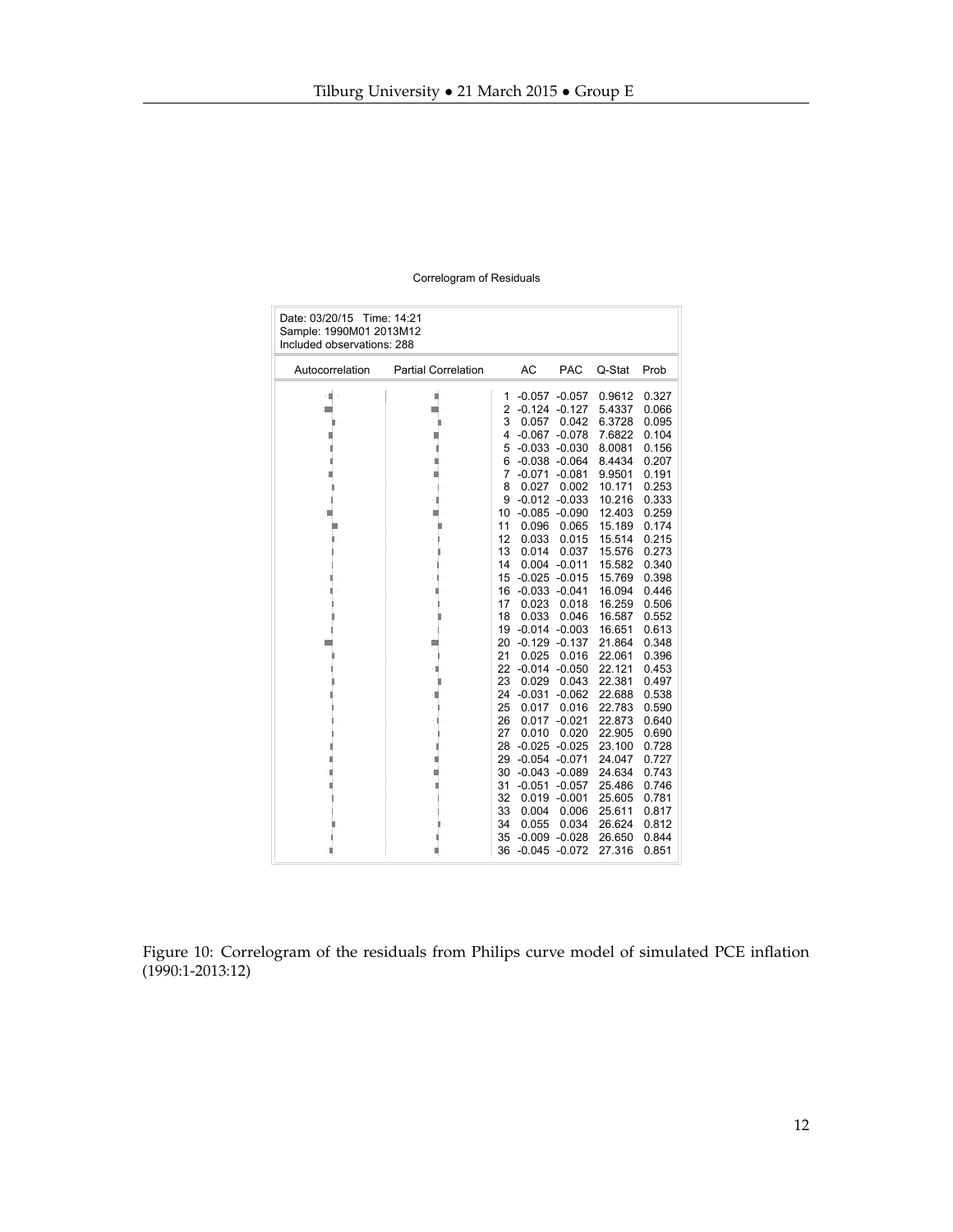Correlogram of Residuals

Date: 03/20/15 Time: 14:21
Sample: 1990M01 2013M12
Included observations: 288

| Lag | AC | PAC | Q-Stat | Prob |
|---|---|---|---|---|
| 1 | -0.057 | -0.057 | 0.9612 | 0.327 |
| 2 | -0.124 | -0.127 | 5.4337 | 0.066 |
| 3 | 0.057 | 0.042 | 6.3728 | 0.095 |
| 4 | -0.067 | -0.078 | 7.6822 | 0.104 |
| 5 | -0.033 | -0.030 | 8.0081 | 0.156 |
| 6 | -0.038 | -0.064 | 8.4434 | 0.207 |
| 7 | -0.071 | -0.081 | 9.9501 | 0.191 |
| 8 | 0.027 | 0.002 | 10.171 | 0.253 |
| 9 | -0.012 | -0.033 | 10.216 | 0.333 |
| 10 | -0.085 | -0.090 | 12.403 | 0.259 |
| 11 | 0.096 | 0.065 | 15.189 | 0.174 |
| 12 | 0.033 | 0.015 | 15.514 | 0.215 |
| 13 | 0.014 | 0.037 | 15.576 | 0.273 |
| 14 | 0.004 | -0.011 | 15.582 | 0.340 |
| 15 | -0.025 | -0.015 | 15.769 | 0.398 |
| 16 | -0.033 | -0.041 | 16.094 | 0.446 |
| 17 | 0.023 | 0.018 | 16.259 | 0.506 |
| 18 | 0.033 | 0.046 | 16.587 | 0.552 |
| 19 | -0.014 | -0.003 | 16.651 | 0.613 |
| 20 | -0.129 | -0.137 | 21.864 | 0.348 |
| 21 | 0.025 | 0.016 | 22.061 | 0.396 |
| 22 | -0.014 | -0.050 | 22.121 | 0.453 |
| 23 | 0.029 | 0.043 | 22.381 | 0.497 |
| 24 | -0.031 | -0.062 | 22.688 | 0.538 |
| 25 | 0.017 | 0.016 | 22.783 | 0.590 |
| 26 | 0.017 | -0.021 | 22.873 | 0.640 |
| 27 | 0.010 | 0.020 | 22.905 | 0.690 |
| 28 | -0.025 | -0.025 | 23.100 | 0.728 |
| 29 | -0.054 | -0.071 | 24.047 | 0.727 |
| 30 | -0.043 | -0.089 | 24.634 | 0.743 |
| 31 | -0.051 | -0.057 | 25.486 | 0.746 |
| 32 | 0.019 | -0.001 | 25.605 | 0.781 |
| 33 | 0.004 | 0.006 | 25.611 | 0.817 |
| 34 | 0.055 | 0.034 | 26.624 | 0.812 |
| 35 | -0.009 | -0.028 | 26.650 | 0.844 |
| 36 | -0.045 | -0.072 | 27.316 | 0.851 |

Figure 10: Correlogram of the residuals from Philips curve model of simulated PCE inflation (1990:1-2013:12)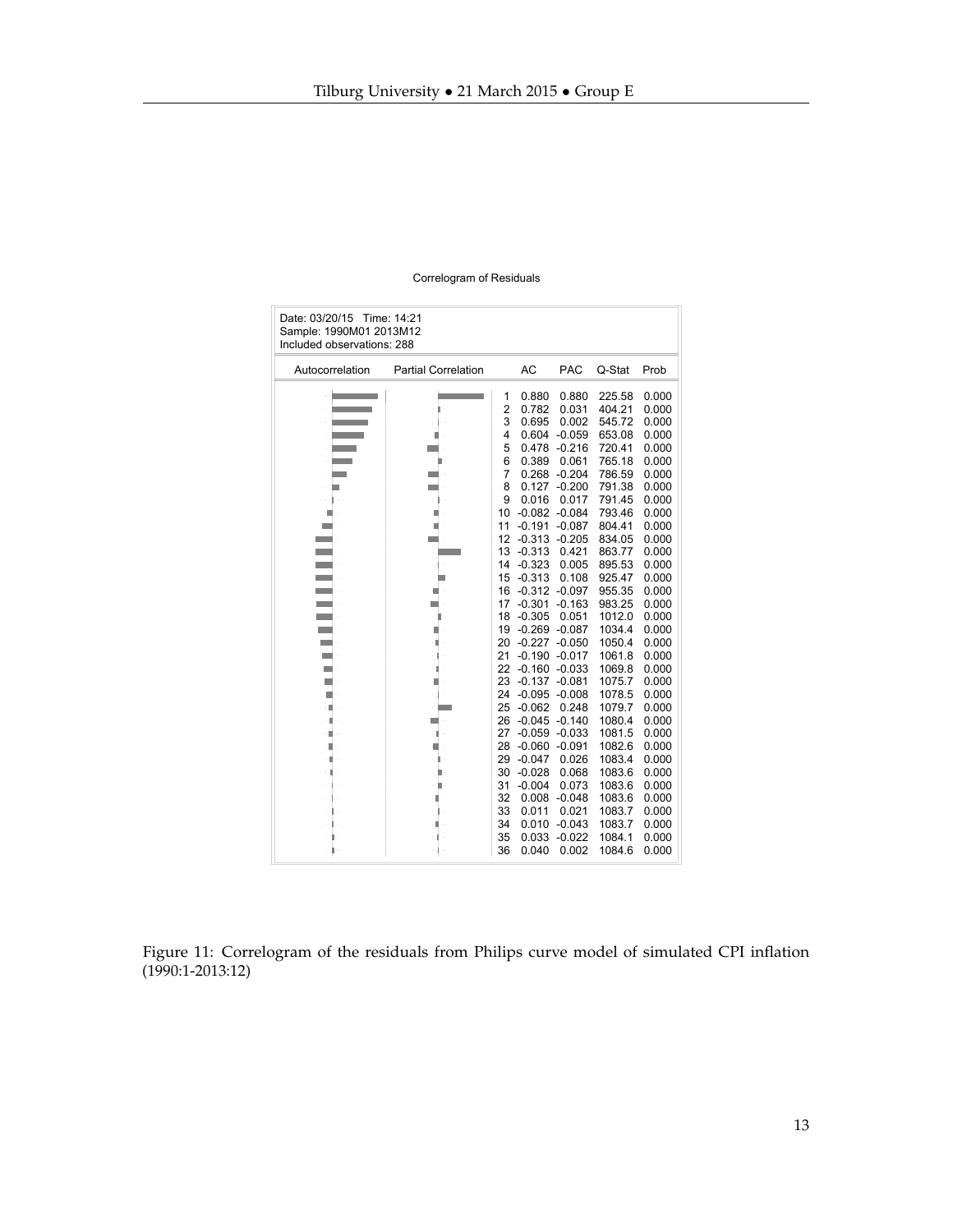Correlogram of Residuals

Date: 03/20/15 Time: 14:21
Sample: 1990M01 2013M12
Included observations: 288

| | AC | PAC | Q-Stat | Prob |
|---|---|---|---|---|
| 1 | 0.880 | 0.880 | 225.58 | 0.000 |
| 2 | 0.782 | 0.031 | 404.21 | 0.000 |
| 3 | 0.695 | 0.002 | 545.72 | 0.000 |
| 4 | 0.604 | -0.059 | 653.08 | 0.000 |
| 5 | 0.478 | -0.216 | 720.41 | 0.000 |
| 6 | 0.389 | 0.061 | 765.18 | 0.000 |
| 7 | 0.268 | -0.204 | 786.59 | 0.000 |
| 8 | 0.127 | -0.200 | 791.38 | 0.000 |
| 9 | 0.016 | 0.017 | 791.45 | 0.000 |
| 10 | -0.082 | -0.084 | 793.46 | 0.000 |
| 11 | -0.191 | -0.087 | 804.41 | 0.000 |
| 12 | -0.313 | -0.205 | 834.05 | 0.000 |
| 13 | -0.313 | 0.421 | 863.77 | 0.000 |
| 14 | -0.323 | 0.005 | 895.53 | 0.000 |
| 15 | -0.313 | 0.108 | 925.47 | 0.000 |
| 16 | -0.312 | -0.097 | 955.35 | 0.000 |
| 17 | -0.301 | -0.163 | 983.25 | 0.000 |
| 18 | -0.305 | 0.051 | 1012.0 | 0.000 |
| 19 | -0.269 | -0.087 | 1034.4 | 0.000 |
| 20 | -0.227 | -0.050 | 1050.4 | 0.000 |
| 21 | -0.190 | -0.017 | 1061.8 | 0.000 |
| 22 | -0.160 | -0.033 | 1069.8 | 0.000 |
| 23 | -0.137 | -0.081 | 1075.7 | 0.000 |
| 24 | -0.095 | -0.008 | 1078.5 | 0.000 |
| 25 | -0.062 | 0.248 | 1079.7 | 0.000 |
| 26 | -0.045 | -0.140 | 1080.4 | 0.000 |
| 27 | -0.059 | -0.033 | 1081.5 | 0.000 |
| 28 | -0.060 | -0.091 | 1082.6 | 0.000 |
| 29 | -0.047 | 0.026 | 1083.4 | 0.000 |
| 30 | -0.028 | 0.068 | 1083.6 | 0.000 |
| 31 | -0.004 | 0.073 | 1083.6 | 0.000 |
| 32 | 0.008 | -0.048 | 1083.6 | 0.000 |
| 33 | 0.011 | 0.021 | 1083.7 | 0.000 |
| 34 | 0.010 | -0.043 | 1083.7 | 0.000 |
| 35 | 0.033 | -0.022 | 1084.1 | 0.000 |
| 36 | 0.040 | 0.002 | 1084.6 | 0.000 |

Figure 11: Correlogram of the residuals from Philips curve model of simulated CPI inflation (1990:1-2013:12)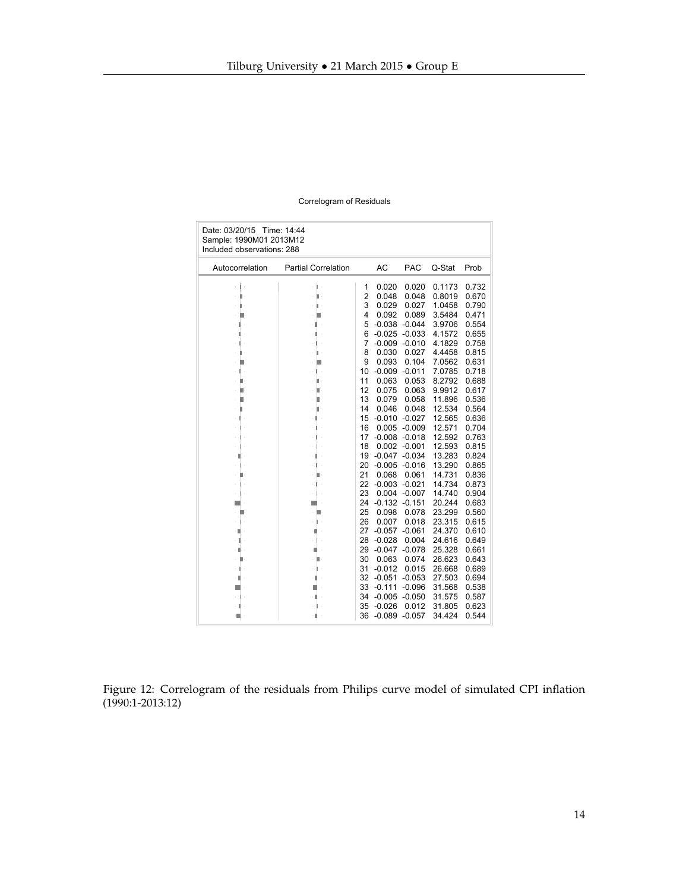Correlogram of Residuals

Date: 03/20/15 Time: 14:44
Sample: 1990M01 2013M12
Included observations: 288

| Autocorrelation | Partial Correlation | | AC | PAC | Q-Stat | Prob |
|---|---|---|---|---|---|---|
| | | 1 | 0.020 | 0.020 | 0.1173 | 0.732 |
| | | 2 | 0.048 | 0.048 | 0.8019 | 0.670 |
| | | 3 | 0.029 | 0.027 | 1.0458 | 0.790 |
| | | 4 | 0.092 | 0.089 | 3.5484 | 0.471 |
| | | 5 | -0.038 | -0.044 | 3.9706 | 0.554 |
| | | 6 | -0.025 | -0.033 | 4.1572 | 0.655 |
| | | 7 | -0.009 | -0.010 | 4.1829 | 0.758 |
| | | 8 | 0.030 | 0.027 | 4.4458 | 0.815 |
| | | 9 | 0.093 | 0.104 | 7.0562 | 0.631 |
| | | 10 | -0.009 | -0.011 | 7.0785 | 0.718 |
| | | 11 | 0.063 | 0.053 | 8.2792 | 0.688 |
| | | 12 | 0.075 | 0.063 | 9.9912 | 0.617 |
| | | 13 | 0.079 | 0.058 | 11.896 | 0.536 |
| | | 14 | 0.046 | 0.048 | 12.534 | 0.564 |
| | | 15 | -0.010 | -0.027 | 12.565 | 0.636 |
| | | 16 | 0.005 | -0.009 | 12.571 | 0.704 |
| | | 17 | -0.008 | -0.018 | 12.592 | 0.763 |
| | | 18 | 0.002 | -0.001 | 12.593 | 0.815 |
| | | 19 | -0.047 | -0.034 | 13.283 | 0.824 |
| | | 20 | -0.005 | -0.016 | 13.290 | 0.865 |
| | | 21 | 0.068 | 0.061 | 14.731 | 0.836 |
| | | 22 | -0.003 | -0.021 | 14.734 | 0.873 |
| | | 23 | 0.004 | -0.007 | 14.740 | 0.904 |
| | | 24 | -0.132 | -0.151 | 20.244 | 0.683 |
| | | 25 | 0.098 | 0.078 | 23.299 | 0.560 |
| | | 26 | 0.007 | 0.018 | 23.315 | 0.615 |
| | | 27 | -0.057 | -0.061 | 24.370 | 0.610 |
| | | 28 | -0.028 | 0.004 | 24.616 | 0.649 |
| | | 29 | -0.047 | -0.078 | 25.328 | 0.661 |
| | | 30 | 0.063 | 0.074 | 26.623 | 0.643 |
| | | 31 | -0.012 | 0.015 | 26.668 | 0.689 |
| | | 32 | -0.051 | -0.053 | 27.503 | 0.694 |
| | | 33 | -0.111 | -0.096 | 31.568 | 0.538 |
| | | 34 | -0.005 | -0.050 | 31.575 | 0.587 |
| | | 35 | -0.026 | 0.012 | 31.805 | 0.623 |
| | | 36 | -0.089 | -0.057 | 34.424 | 0.544 |

Figure 12: Correlogram of the residuals from Philips curve model of simulated CPI inflation (1990:1-2013:12)